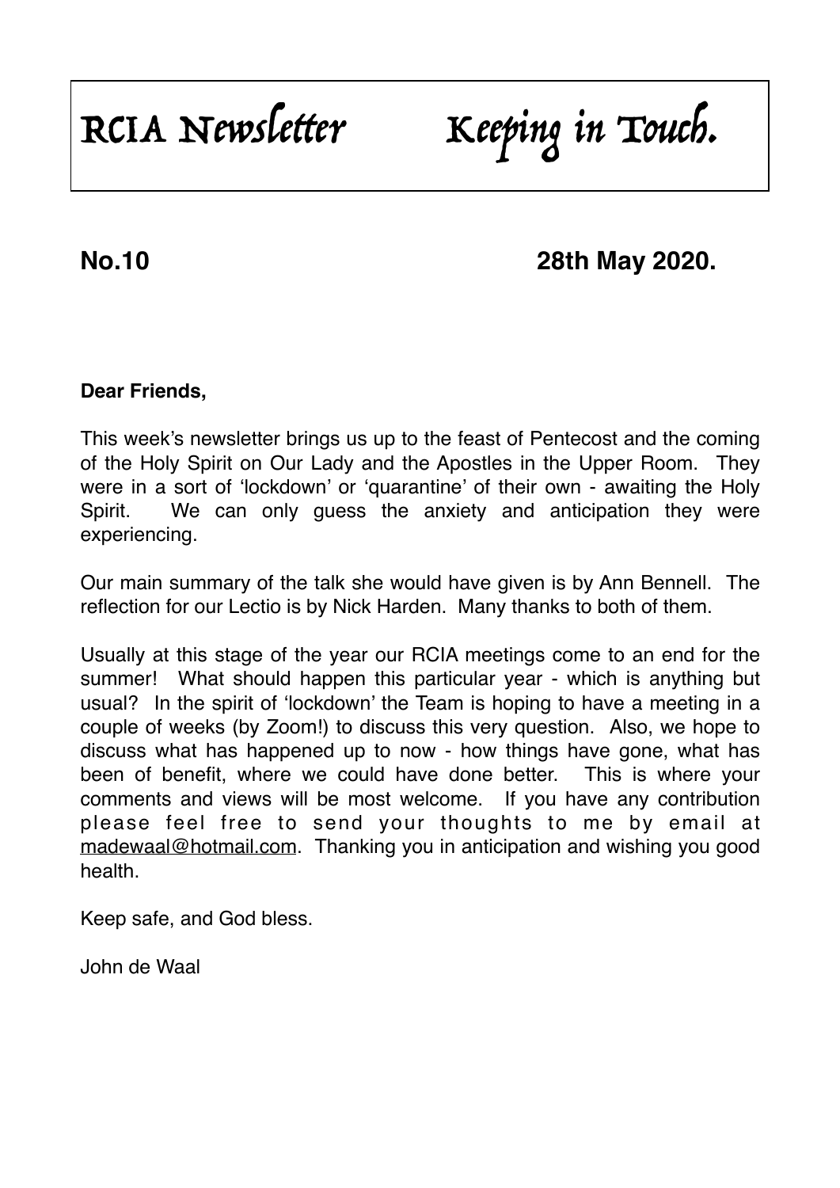# RCIA Newsletter Keeping in Touch.

**No.10 28th May 2020.**

**Dear Friends,**

This week's newsletter brings us up to the feast of Pentecost and the coming of the Holy Spirit on Our Lady and the Apostles in the Upper Room. They were in a sort of 'lockdown' or 'quarantine' of their own - awaiting the Holy Spirit. We can only guess the anxiety and anticipation they were experiencing.

Our main summary of the talk she would have given is by Ann Bennell. The reflection for our Lectio is by Nick Harden. Many thanks to both of them.

Usually at this stage of the year our RCIA meetings come to an end for the summer! What should happen this particular year - which is anything but usual? In the spirit of 'lockdown' the Team is hoping to have a meeting in a couple of weeks (by Zoom!) to discuss this very question. Also, we hope to discuss what has happened up to now - how things have gone, what has been of benefit, where we could have done better. This is where your comments and views will be most welcome. If you have any contribution please feel free to send your thoughts to me by email at madewaal@hotmail.com. Thanking you in anticipation and wishing you good health.

Keep safe, and God bless.

John de Waal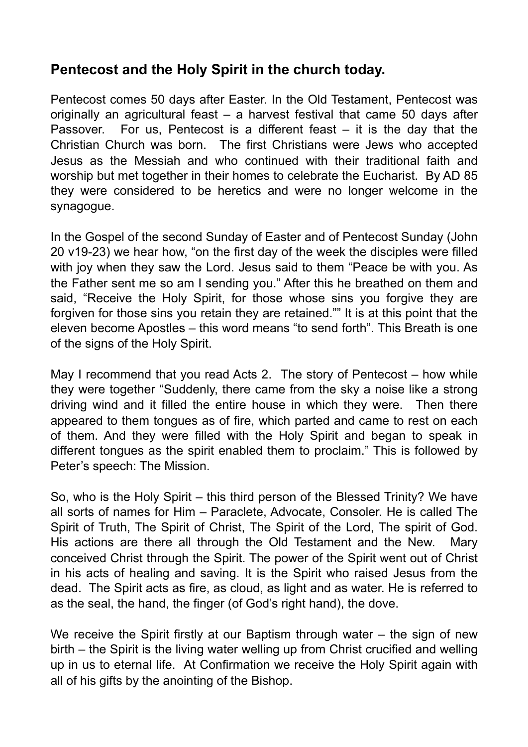## Pentecost and the Holy Spirit in the church today.

Pentecost comes 50 days after Easter. In the Old Testament, Pentecost was originally an agricultural feast – a harvest festival that came 50 days after Passover. For us, Pentecost is a different feast – it is the day that the Christian Church was born. The first Christians were Jews who accepted Jesus as the Messiah and who continued with their traditional faith and worship but met together in their homes to celebrate the Eucharist. By AD 85 they were considered to be heretics and were no longer welcome in the synagogue.

In the Gospel of the second Sunday of Easter and of Pentecost Sunday (John 20 v19-23) we hear how, "on the first day of the week the disciples were filled with joy when they saw the Lord. Jesus said to them "Peace be with you. As the Father sent me so am I sending you." After this he breathed on them and said, "Receive the Holy Spirit, for those whose sins you forgive they are forgiven for those sins you retain they are retained."" It is at this point that the eleven become Apostles – this word means "to send forth". This Breath is one of the signs of the Holy Spirit.

May I recommend that you read Acts 2. The story of Pentecost – how while they were together "Suddenly, there came from the sky a noise like a strong driving wind and it filled the entire house in which they were. Then there appeared to them tongues as of fire, which parted and came to rest on each of them. And they were filled with the Holy Spirit and began to speak in different tongues as the spirit enabled them to proclaim." This is followed by Peter's speech: The Mission.

So, who is the Holy Spirit – this third person of the Blessed Trinity? We have all sorts of names for Him – Paraclete, Advocate, Consoler. He is called The Spirit of Truth, The Spirit of Christ, The Spirit of the Lord, The spirit of God. His actions are there all through the Old Testament and the New. Mary conceived Christ through the Spirit. The power of the Spirit went out of Christ in his acts of healing and saving. It is the Spirit who raised Jesus from the dead. The Spirit acts as fire, as cloud, as light and as water. He is referred to as the seal, the hand, the finger (of God's right hand), the dove.

We receive the Spirit firstly at our Baptism through water – the sign of new birth – the Spirit is the living water welling up from Christ crucified and welling up in us to eternal life. At Confirmation we receive the Holy Spirit again with all of his gifts by the anointing of the Bishop.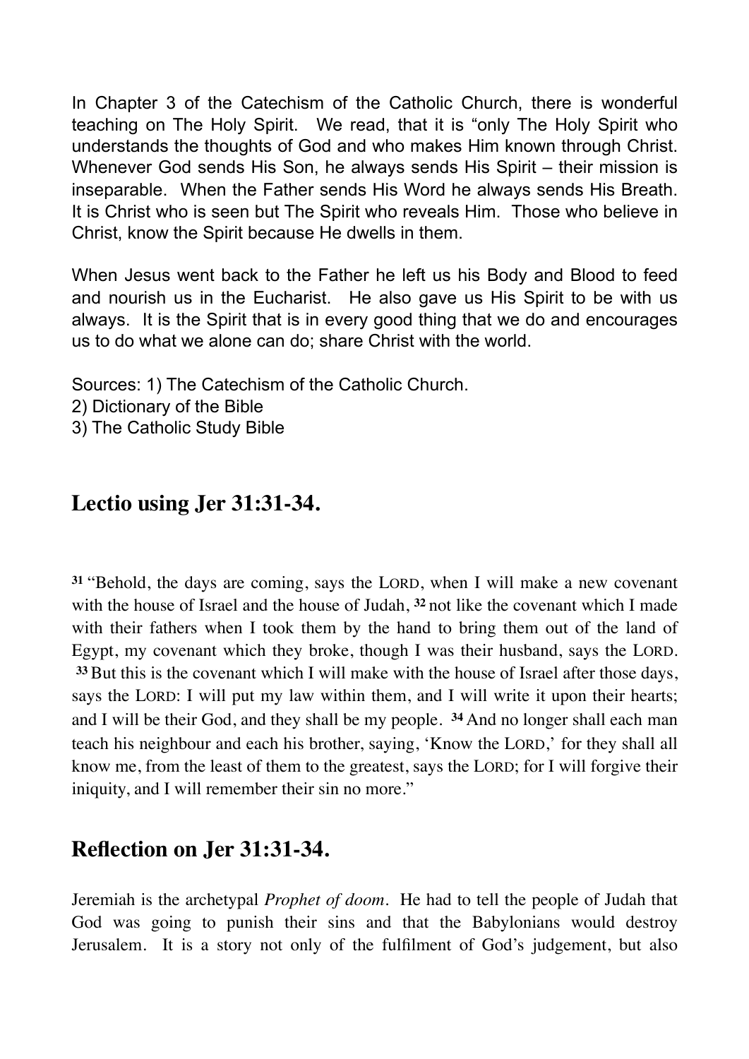In Chapter 3 of the Catechism of the Catholic Church, there is wonderful teaching on The Holy Spirit. We read, that it is "only The Holy Spirit who understands the thoughts of God and who makes Him known through Christ. Whenever God sends His Son, he always sends His Spirit – their mission is inseparable. When the Father sends His Word he always sends His Breath. It is Christ who is seen but The Spirit who reveals Him. Those who believe in Christ, know the Spirit because He dwells in them.

When Jesus went back to the Father he left us his Body and Blood to feed and nourish us in the Eucharist. He also gave us His Spirit to be with us always. It is the Spirit that is in every good thing that we do and encourages us to do what we alone can do; share Christ with the world.

Sources: 1) The Catechism of the Catholic Church.
2) Dictionary of the Bible
3) The Catholic Study Bible

## Lectio using Jer 31:31-34.

**31** "Behold, the days are coming, says the LORD, when I will make a new covenant with the house of Israel and the house of Judah, **32** not like the covenant which I made with their fathers when I took them by the hand to bring them out of the land of Egypt, my covenant which they broke, though I was their husband, says the LORD. **33** But this is the covenant which I will make with the house of Israel after those days, says the LORD: I will put my law within them, and I will write it upon their hearts; and I will be their God, and they shall be my people. **34** And no longer shall each man teach his neighbour and each his brother, saying, 'Know the LORD,' for they shall all know me, from the least of them to the greatest, says the LORD; for I will forgive their iniquity, and I will remember their sin no more."

## Reflection on Jer 31:31-34.

Jeremiah is the archetypal *Prophet of doom*. He had to tell the people of Judah that God was going to punish their sins and that the Babylonians would destroy Jerusalem. It is a story not only of the fulfilment of God's judgement, but also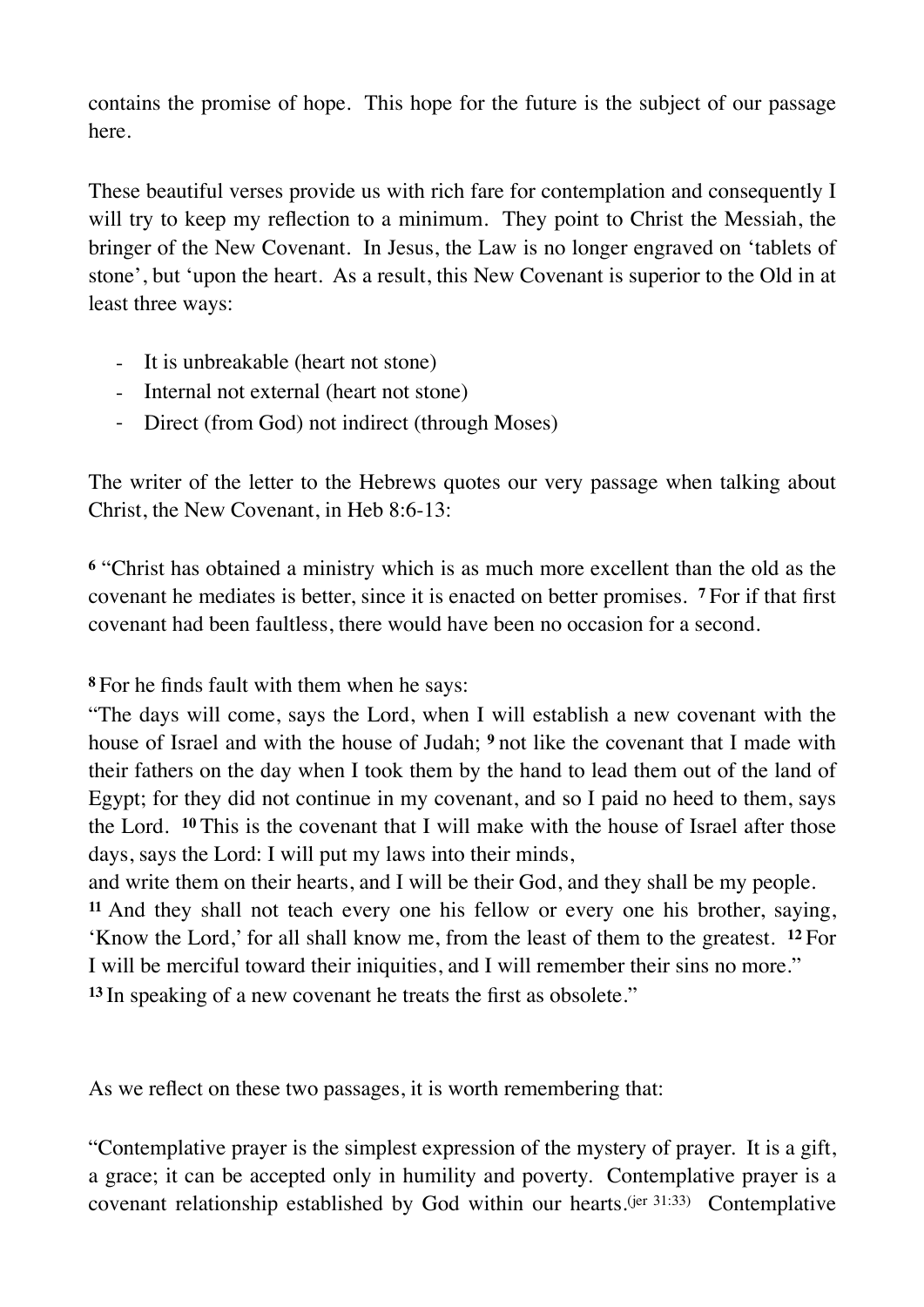contains the promise of hope. This hope for the future is the subject of our passage here.

These beautiful verses provide us with rich fare for contemplation and consequently I will try to keep my reflection to a minimum. They point to Christ the Messiah, the bringer of the New Covenant. In Jesus, the Law is no longer engraved on 'tablets of stone', but 'upon the heart. As a result, this New Covenant is superior to the Old in at least three ways:

- It is unbreakable (heart not stone)
- Internal not external (heart not stone)
- Direct (from God) not indirect (through Moses)

The writer of the letter to the Hebrews quotes our very passage when talking about Christ, the New Covenant, in Heb 8:6-13:

**6** "Christ has obtained a ministry which is as much more excellent than the old as the covenant he mediates is better, since it is enacted on better promises. **7** For if that first covenant had been faultless, there would have been no occasion for a second.

**8** For he finds fault with them when he says:
"The days will come, says the Lord, when I will establish a new covenant with the house of Israel and with the house of Judah; **9** not like the covenant that I made with their fathers on the day when I took them by the hand to lead them out of the land of Egypt; for they did not continue in my covenant, and so I paid no heed to them, says the Lord. **10** This is the covenant that I will make with the house of Israel after those days, says the Lord: I will put my laws into their minds,
and write them on their hearts, and I will be their God, and they shall be my people.
**11** And they shall not teach every one his fellow or every one his brother, saying, 'Know the Lord,' for all shall know me, from the least of them to the greatest. **12** For I will be merciful toward their iniquities, and I will remember their sins no more."
**13** In speaking of a new covenant he treats the first as obsolete."

As we reflect on these two passages, it is worth remembering that:

"Contemplative prayer is the simplest expression of the mystery of prayer. It is a gift, a grace; it can be accepted only in humility and poverty. Contemplative prayer is a covenant relationship established by God within our hearts.(jer 31:33) Contemplative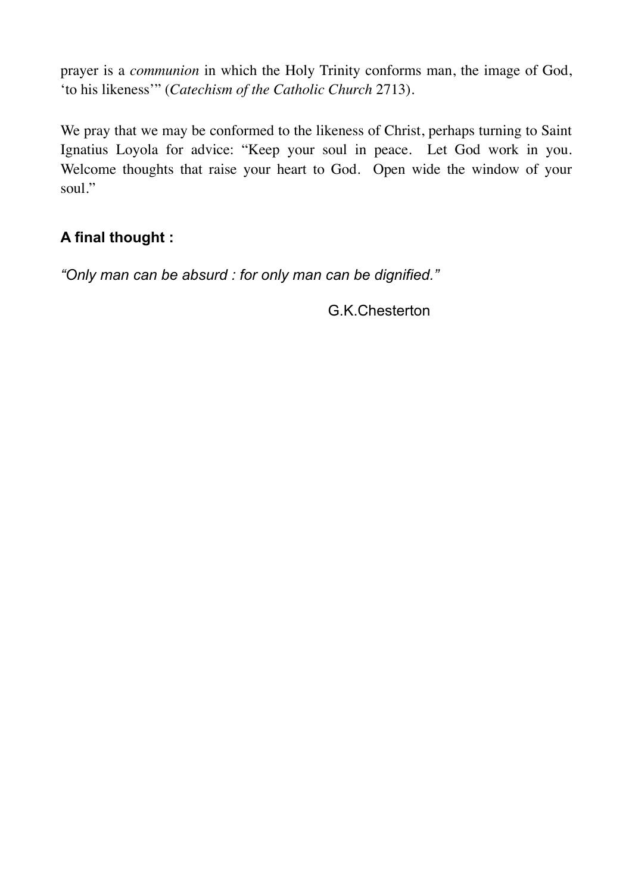prayer is a *communion* in which the Holy Trinity conforms man, the image of God, 'to his likeness'" (*Catechism of the Catholic Church* 2713).

We pray that we may be conformed to the likeness of Christ, perhaps turning to Saint Ignatius Loyola for advice: "Keep your soul in peace. Let God work in you. Welcome thoughts that raise your heart to God. Open wide the window of your soul."

**A final thought :**

*"Only man can be absurd : for only man can be dignified."*

G.K.Chesterton